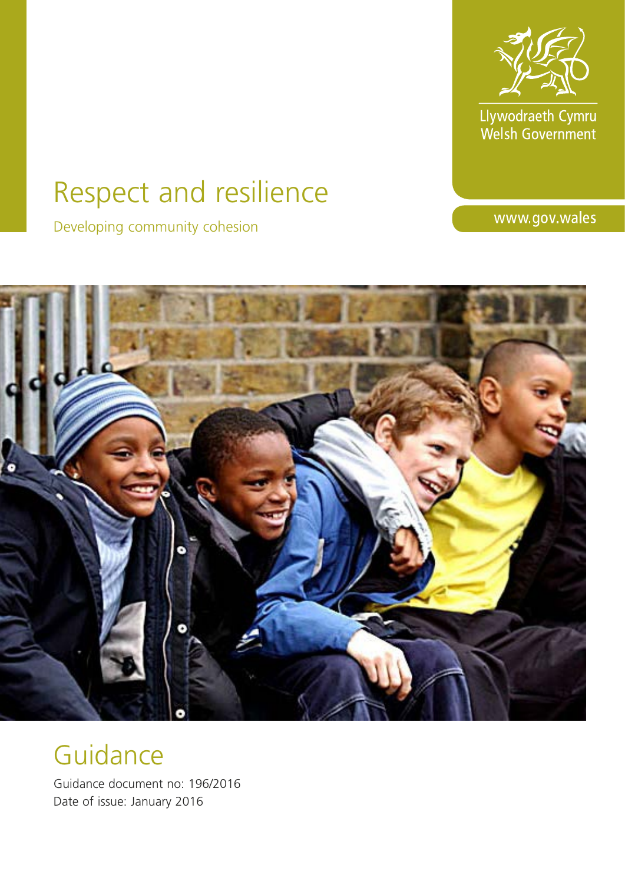Llywodraeth Cymru
Welsh Government

# Respect and resilience

Developing community cohesion

www.gov.wales

## Guidance

Guidance document no: 196/2016
Date of issue: January 2016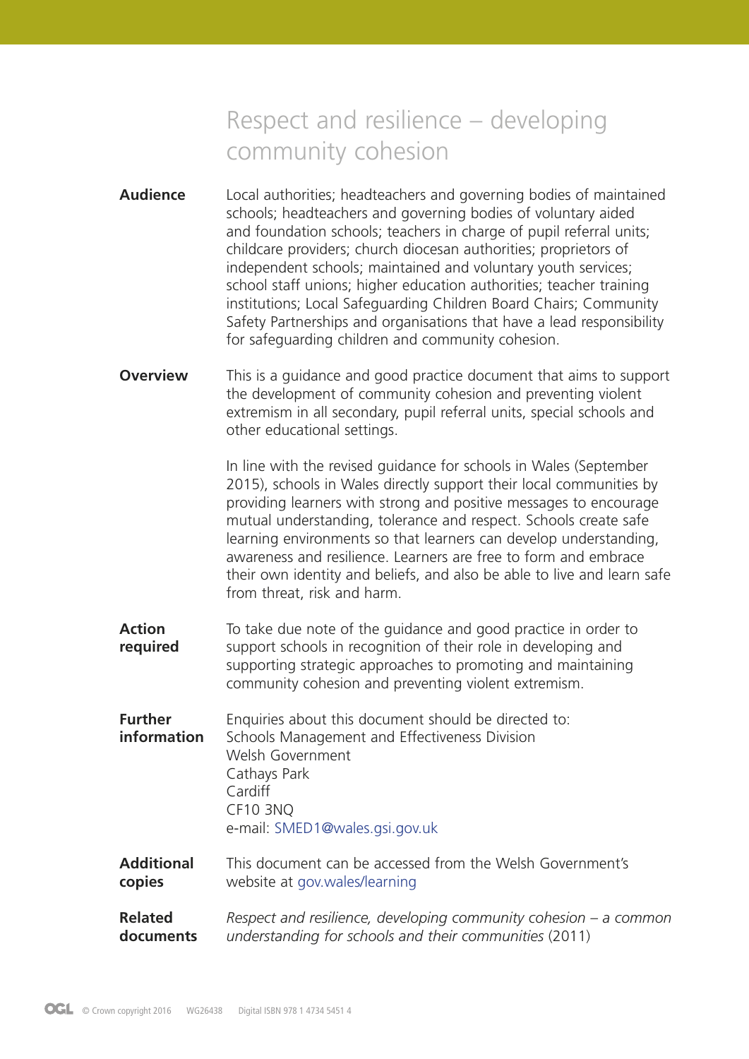# Respect and resilience – developing community cohesion

| | |
|---|---|
| **Audience** | Local authorities; headteachers and governing bodies of maintained schools; headteachers and governing bodies of voluntary aided and foundation schools; teachers in charge of pupil referral units; childcare providers; church diocesan authorities; proprietors of independent schools; maintained and voluntary youth services; school staff unions; higher education authorities; teacher training institutions; Local Safeguarding Children Board Chairs; Community Safety Partnerships and organisations that have a lead responsibility for safeguarding children and community cohesion. |
| **Overview** | This is a guidance and good practice document that aims to support the development of community cohesion and preventing violent extremism in all secondary, pupil referral units, special schools and other educational settings.<br><br>In line with the revised guidance for schools in Wales (September 2015), schools in Wales directly support their local communities by providing learners with strong and positive messages to encourage mutual understanding, tolerance and respect. Schools create safe learning environments so that learners can develop understanding, awareness and resilience. Learners are free to form and embrace their own identity and beliefs, and also be able to live and learn safe from threat, risk and harm. |
| **Action required** | To take due note of the guidance and good practice in order to support schools in recognition of their role in developing and supporting strategic approaches to promoting and maintaining community cohesion and preventing violent extremism. |
| **Further information** | Enquiries about this document should be directed to:<br>Schools Management and Effectiveness Division<br>Welsh Government<br>Cathays Park<br>Cardiff<br>CF10 3NQ<br>e-mail: SMED1@wales.gsi.gov.uk |
| **Additional copies** | This document can be accessed from the Welsh Government's website at gov.wales/learning |
| **Related documents** | *Respect and resilience, developing community cohesion – a common understanding for schools and their communities* (2011) |

© Crown copyright 2016 WG26438 Digital ISBN 978 1 4734 5451 4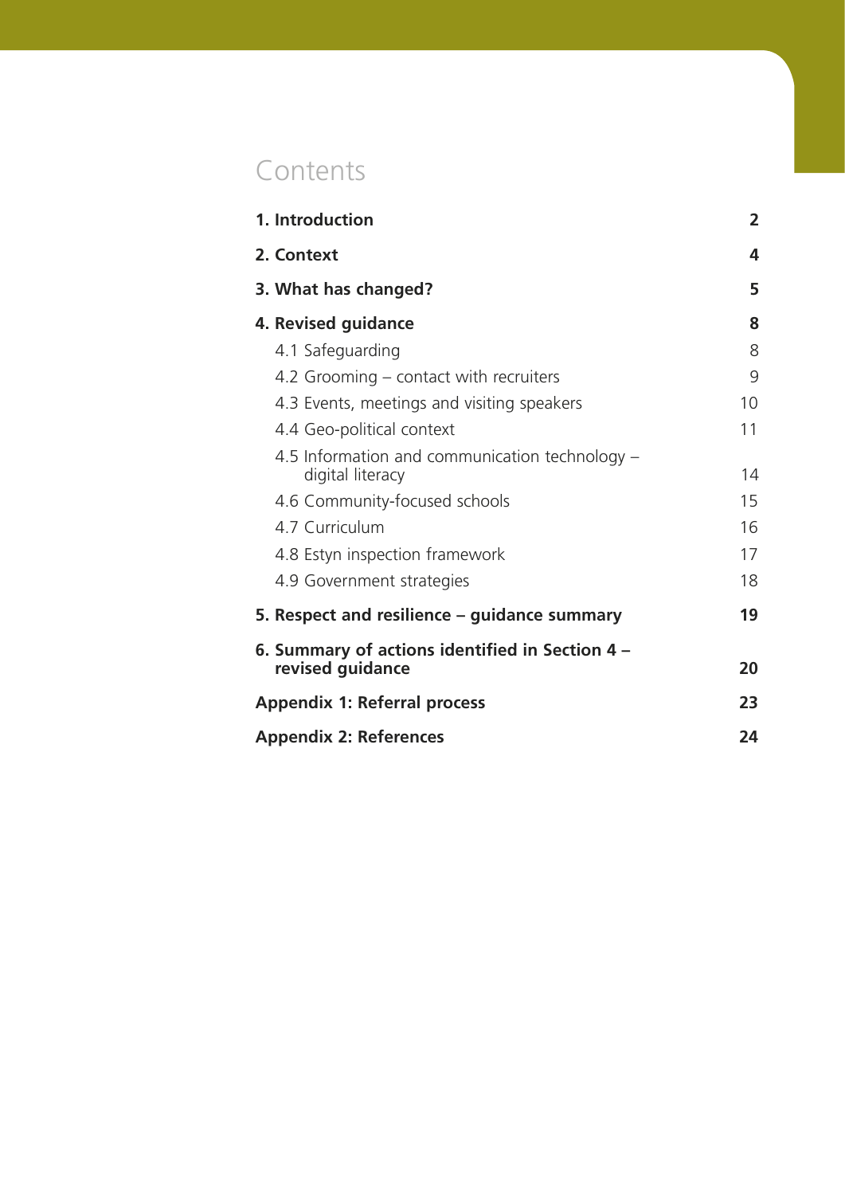# Contents

| | |
|---|---|
| **1. Introduction** | **2** |
| **2. Context** | **4** |
| **3. What has changed?** | **5** |
| **4. Revised guidance** | **8** |
| 4.1 Safeguarding | 8 |
| 4.2 Grooming – contact with recruiters | 9 |
| 4.3 Events, meetings and visiting speakers | 10 |
| 4.4 Geo-political context | 11 |
| 4.5 Information and communication technology – digital literacy | 14 |
| 4.6 Community-focused schools | 15 |
| 4.7 Curriculum | 16 |
| 4.8 Estyn inspection framework | 17 |
| 4.9 Government strategies | 18 |
| **5. Respect and resilience – guidance summary** | **19** |
| **6. Summary of actions identified in Section 4 – revised guidance** | **20** |
| **Appendix 1: Referral process** | **23** |
| **Appendix 2: References** | **24** |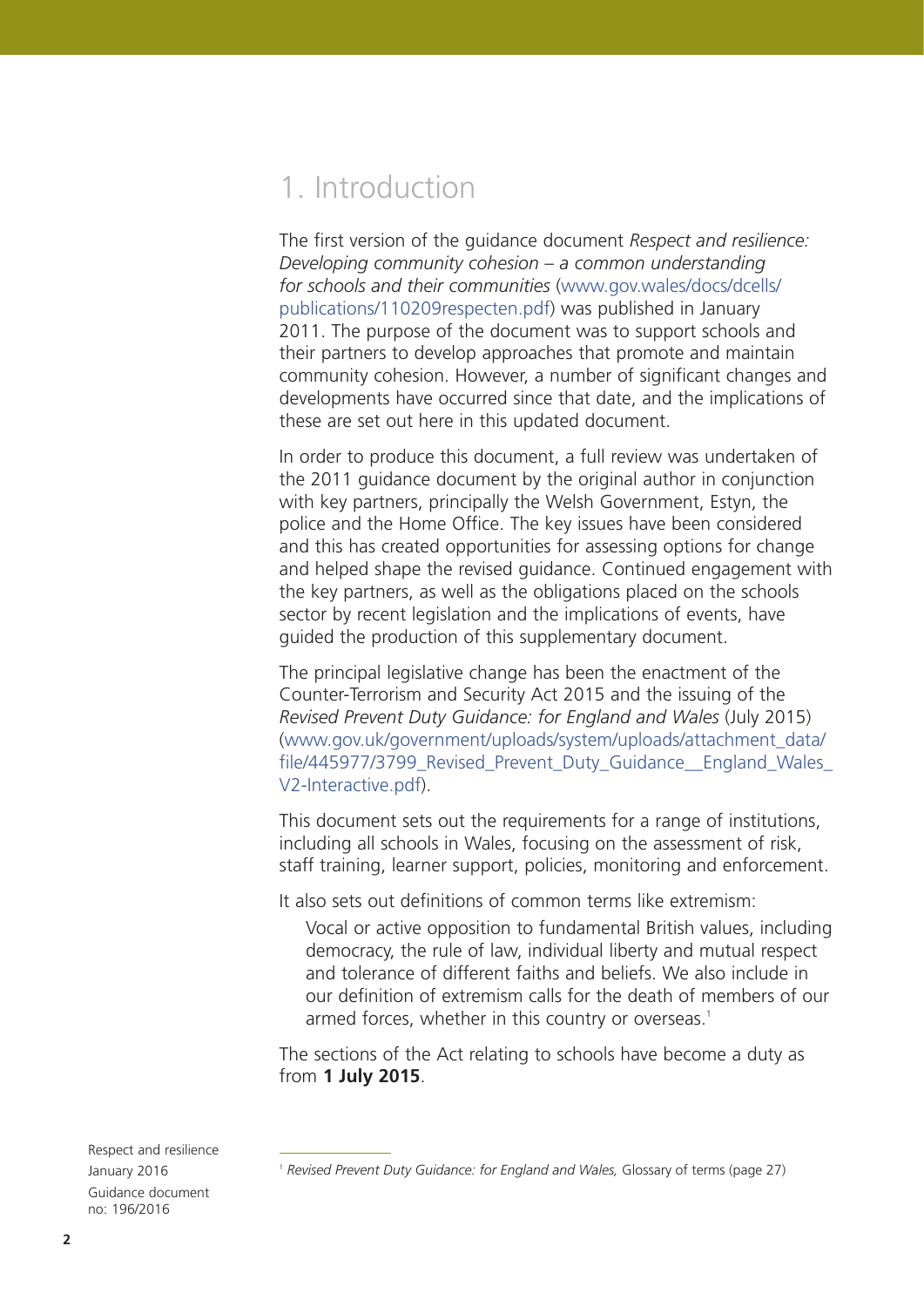# 1. Introduction

The first version of the guidance document *Respect and resilience: Developing community cohesion – a common understanding for schools and their communities* (www.gov.wales/docs/dcells/publications/110209respecten.pdf) was published in January 2011. The purpose of the document was to support schools and their partners to develop approaches that promote and maintain community cohesion. However, a number of significant changes and developments have occurred since that date, and the implications of these are set out here in this updated document.

In order to produce this document, a full review was undertaken of the 2011 guidance document by the original author in conjunction with key partners, principally the Welsh Government, Estyn, the police and the Home Office. The key issues have been considered and this has created opportunities for assessing options for change and helped shape the revised guidance. Continued engagement with the key partners, as well as the obligations placed on the schools sector by recent legislation and the implications of events, have guided the production of this supplementary document.

The principal legislative change has been the enactment of the Counter-Terrorism and Security Act 2015 and the issuing of the *Revised Prevent Duty Guidance: for England and Wales* (July 2015) (www.gov.uk/government/uploads/system/uploads/attachment_data/file/445977/3799_Revised_Prevent_Duty_Guidance__England_Wales_V2-Interactive.pdf).

This document sets out the requirements for a range of institutions, including all schools in Wales, focusing on the assessment of risk, staff training, learner support, policies, monitoring and enforcement.

It also sets out definitions of common terms like extremism:

> Vocal or active opposition to fundamental British values, including democracy, the rule of law, individual liberty and mutual respect and tolerance of different faiths and beliefs. We also include in our definition of extremism calls for the death of members of our armed forces, whether in this country or overseas.[1]

The sections of the Act relating to schools have become a duty as from **1 July 2015**.

[1] *Revised Prevent Duty Guidance: for England and Wales,* Glossary of terms (page 27)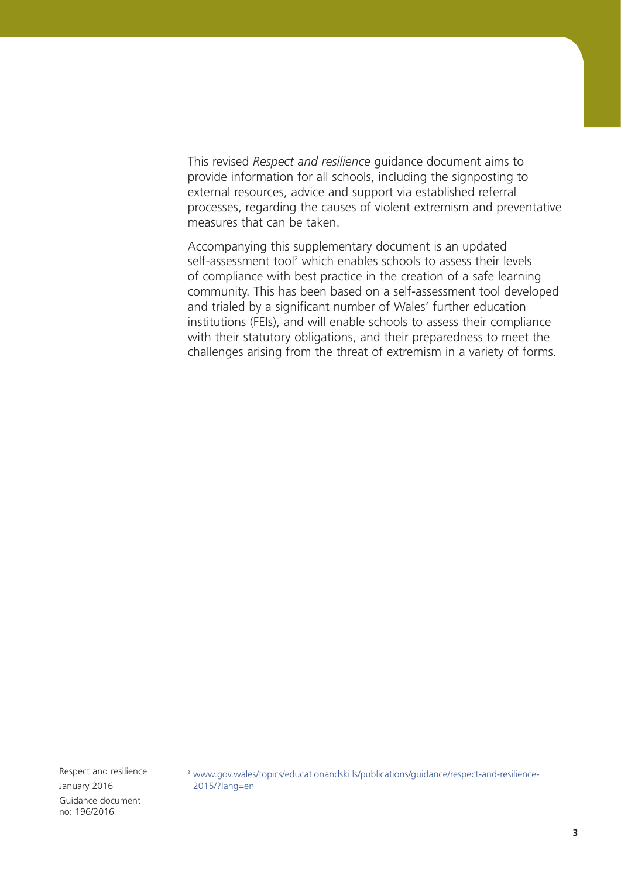This revised *Respect and resilience* guidance document aims to provide information for all schools, including the signposting to external resources, advice and support via established referral processes, regarding the causes of violent extremism and preventative measures that can be taken.

Accompanying this supplementary document is an updated self-assessment tool[2] which enables schools to assess their levels of compliance with best practice in the creation of a safe learning community. This has been based on a self-assessment tool developed and trialed by a significant number of Wales' further education institutions (FEIs), and will enable schools to assess their compliance with their statutory obligations, and their preparedness to meet the challenges arising from the threat of extremism in a variety of forms.

[2] www.gov.wales/topics/educationandskills/publications/guidance/respect-and-resilience-2015/?lang=en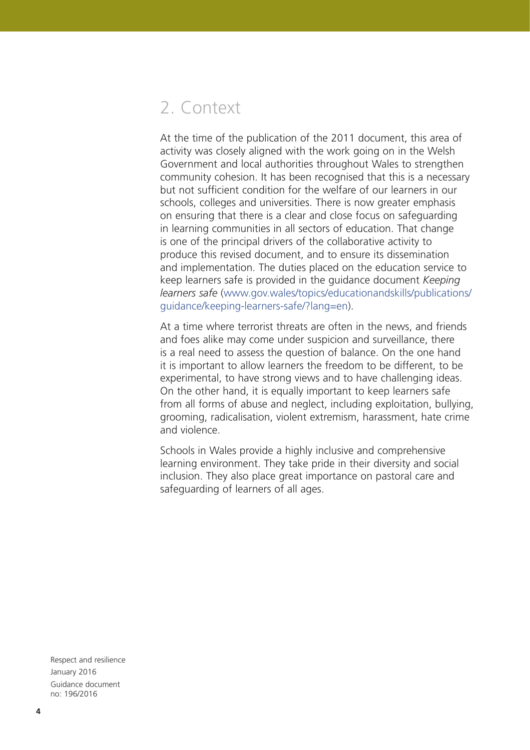## 2. Context

At the time of the publication of the 2011 document, this area of activity was closely aligned with the work going on in the Welsh Government and local authorities throughout Wales to strengthen community cohesion. It has been recognised that this is a necessary but not sufficient condition for the welfare of our learners in our schools, colleges and universities. There is now greater emphasis on ensuring that there is a clear and close focus on safeguarding in learning communities in all sectors of education. That change is one of the principal drivers of the collaborative activity to produce this revised document, and to ensure its dissemination and implementation. The duties placed on the education service to keep learners safe is provided in the guidance document *Keeping learners safe* (www.gov.wales/topics/educationandskills/publications/guidance/keeping-learners-safe/?lang=en).

At a time where terrorist threats are often in the news, and friends and foes alike may come under suspicion and surveillance, there is a real need to assess the question of balance. On the one hand it is important to allow learners the freedom to be different, to be experimental, to have strong views and to have challenging ideas. On the other hand, it is equally important to keep learners safe from all forms of abuse and neglect, including exploitation, bullying, grooming, radicalisation, violent extremism, harassment, hate crime and violence.

Schools in Wales provide a highly inclusive and comprehensive learning environment. They take pride in their diversity and social inclusion. They also place great importance on pastoral care and safeguarding of learners of all ages.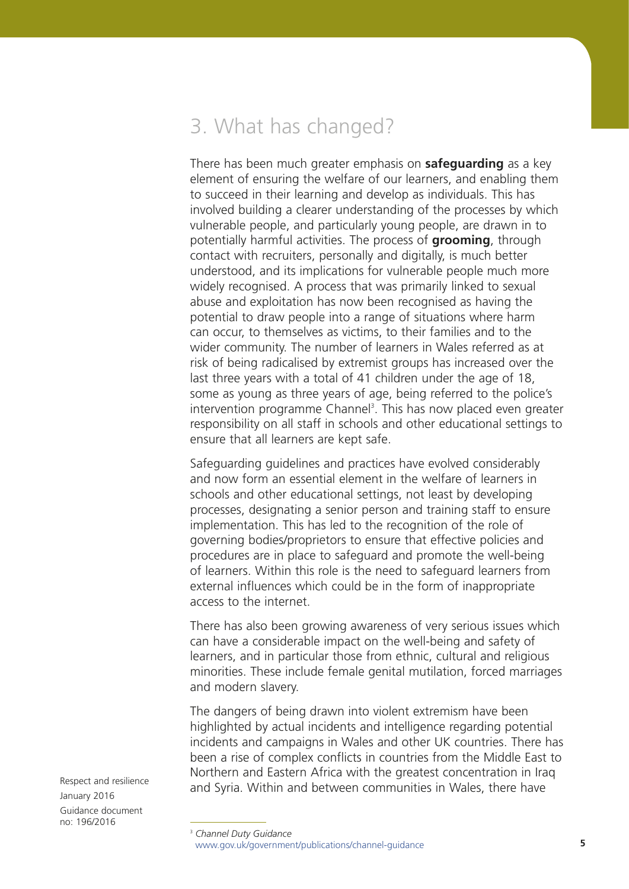## 3. What has changed?

There has been much greater emphasis on **safeguarding** as a key element of ensuring the welfare of our learners, and enabling them to succeed in their learning and develop as individuals. This has involved building a clearer understanding of the processes by which vulnerable people, and particularly young people, are drawn in to potentially harmful activities. The process of **grooming**, through contact with recruiters, personally and digitally, is much better understood, and its implications for vulnerable people much more widely recognised. A process that was primarily linked to sexual abuse and exploitation has now been recognised as having the potential to draw people into a range of situations where harm can occur, to themselves as victims, to their families and to the wider community. The number of learners in Wales referred as at risk of being radicalised by extremist groups has increased over the last three years with a total of 41 children under the age of 18, some as young as three years of age, being referred to the police's intervention programme Channel[3]. This has now placed even greater responsibility on all staff in schools and other educational settings to ensure that all learners are kept safe.

Safeguarding guidelines and practices have evolved considerably and now form an essential element in the welfare of learners in schools and other educational settings, not least by developing processes, designating a senior person and training staff to ensure implementation. This has led to the recognition of the role of governing bodies/proprietors to ensure that effective policies and procedures are in place to safeguard and promote the well-being of learners. Within this role is the need to safeguard learners from external influences which could be in the form of inappropriate access to the internet.

There has also been growing awareness of very serious issues which can have a considerable impact on the well-being and safety of learners, and in particular those from ethnic, cultural and religious minorities. These include female genital mutilation, forced marriages and modern slavery.

The dangers of being drawn into violent extremism have been highlighted by actual incidents and intelligence regarding potential incidents and campaigns in Wales and other UK countries. There has been a rise of complex conflicts in countries from the Middle East to Northern and Eastern Africa with the greatest concentration in Iraq and Syria. Within and between communities in Wales, there have

[3] *Channel Duty Guidance*
www.gov.uk/government/publications/channel-guidance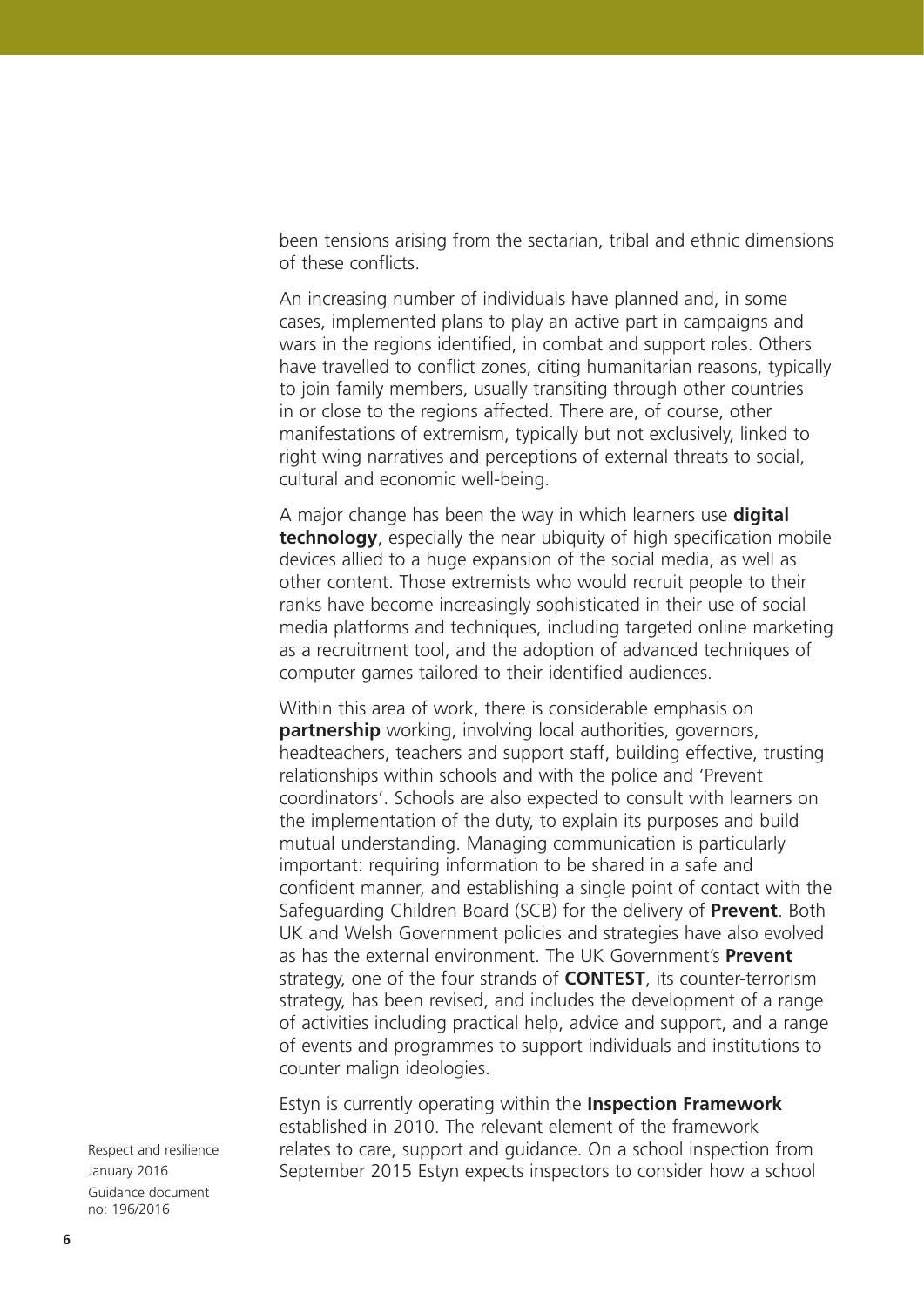been tensions arising from the sectarian, tribal and ethnic dimensions of these conflicts.

An increasing number of individuals have planned and, in some cases, implemented plans to play an active part in campaigns and wars in the regions identified, in combat and support roles. Others have travelled to conflict zones, citing humanitarian reasons, typically to join family members, usually transiting through other countries in or close to the regions affected. There are, of course, other manifestations of extremism, typically but not exclusively, linked to right wing narratives and perceptions of external threats to social, cultural and economic well-being.

A major change has been the way in which learners use **digital technology**, especially the near ubiquity of high specification mobile devices allied to a huge expansion of the social media, as well as other content. Those extremists who would recruit people to their ranks have become increasingly sophisticated in their use of social media platforms and techniques, including targeted online marketing as a recruitment tool, and the adoption of advanced techniques of computer games tailored to their identified audiences.

Within this area of work, there is considerable emphasis on **partnership** working, involving local authorities, governors, headteachers, teachers and support staff, building effective, trusting relationships within schools and with the police and 'Prevent coordinators'. Schools are also expected to consult with learners on the implementation of the duty, to explain its purposes and build mutual understanding. Managing communication is particularly important: requiring information to be shared in a safe and confident manner, and establishing a single point of contact with the Safeguarding Children Board (SCB) for the delivery of **Prevent**. Both UK and Welsh Government policies and strategies have also evolved as has the external environment. The UK Government's **Prevent** strategy, one of the four strands of **CONTEST**, its counter-terrorism strategy, has been revised, and includes the development of a range of activities including practical help, advice and support, and a range of events and programmes to support individuals and institutions to counter malign ideologies.

Estyn is currently operating within the **Inspection Framework** established in 2010. The relevant element of the framework relates to care, support and guidance. On a school inspection from September 2015 Estyn expects inspectors to consider how a school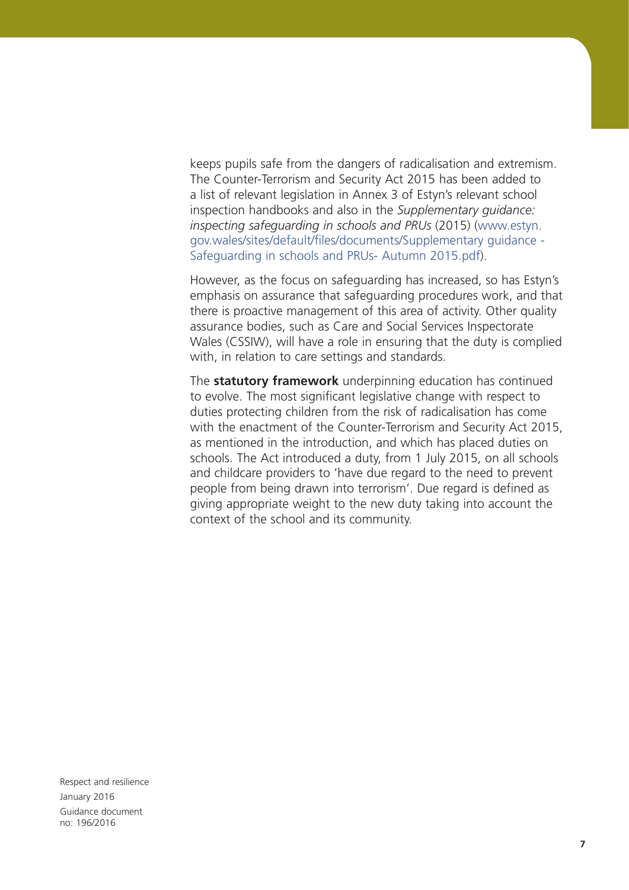keeps pupils safe from the dangers of radicalisation and extremism. The Counter-Terrorism and Security Act 2015 has been added to a list of relevant legislation in Annex 3 of Estyn's relevant school inspection handbooks and also in the *Supplementary guidance: inspecting safeguarding in schools and PRUs* (2015) (www.estyn.gov.wales/sites/default/files/documents/Supplementary guidance - Safeguarding in schools and PRUs- Autumn 2015.pdf).

However, as the focus on safeguarding has increased, so has Estyn's emphasis on assurance that safeguarding procedures work, and that there is proactive management of this area of activity. Other quality assurance bodies, such as Care and Social Services Inspectorate Wales (CSSIW), will have a role in ensuring that the duty is complied with, in relation to care settings and standards.

The **statutory framework** underpinning education has continued to evolve. The most significant legislative change with respect to duties protecting children from the risk of radicalisation has come with the enactment of the Counter-Terrorism and Security Act 2015, as mentioned in the introduction, and which has placed duties on schools. The Act introduced a duty, from 1 July 2015, on all schools and childcare providers to 'have due regard to the need to prevent people from being drawn into terrorism'. Due regard is defined as giving appropriate weight to the new duty taking into account the context of the school and its community.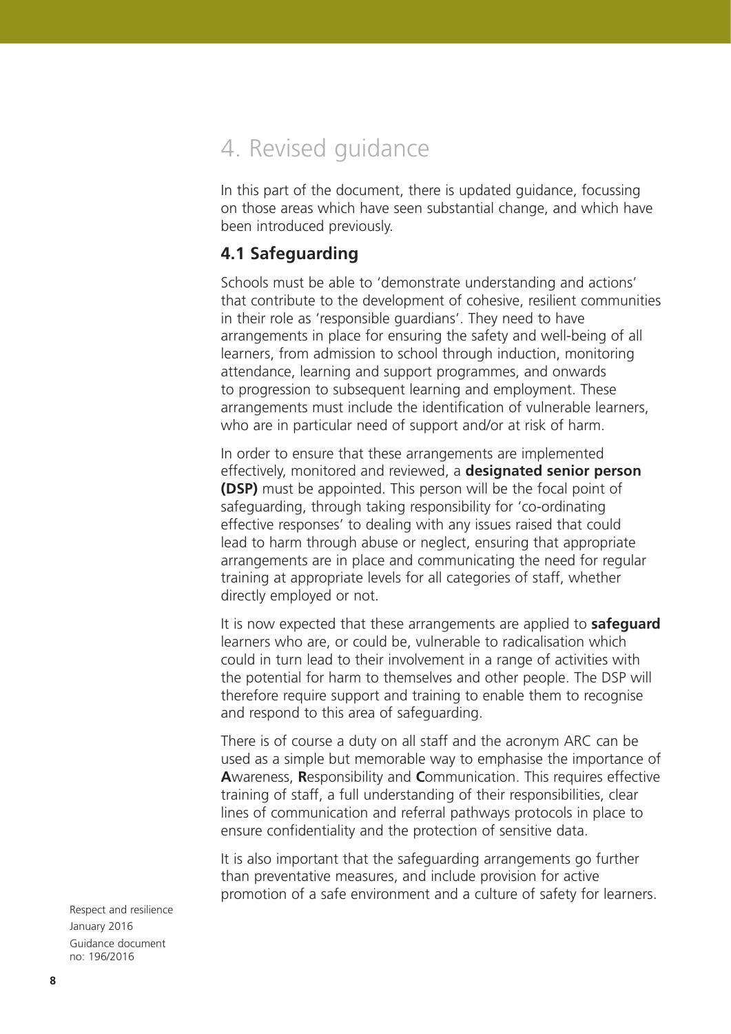# 4. Revised guidance

In this part of the document, there is updated guidance, focussing on those areas which have seen substantial change, and which have been introduced previously.

## 4.1 Safeguarding

Schools must be able to 'demonstrate understanding and actions' that contribute to the development of cohesive, resilient communities in their role as 'responsible guardians'. They need to have arrangements in place for ensuring the safety and well-being of all learners, from admission to school through induction, monitoring attendance, learning and support programmes, and onwards to progression to subsequent learning and employment. These arrangements must include the identification of vulnerable learners, who are in particular need of support and/or at risk of harm.

In order to ensure that these arrangements are implemented effectively, monitored and reviewed, a **designated senior person (DSP)** must be appointed. This person will be the focal point of safeguarding, through taking responsibility for 'co-ordinating effective responses' to dealing with any issues raised that could lead to harm through abuse or neglect, ensuring that appropriate arrangements are in place and communicating the need for regular training at appropriate levels for all categories of staff, whether directly employed or not.

It is now expected that these arrangements are applied to **safeguard** learners who are, or could be, vulnerable to radicalisation which could in turn lead to their involvement in a range of activities with the potential for harm to themselves and other people. The DSP will therefore require support and training to enable them to recognise and respond to this area of safeguarding.

There is of course a duty on all staff and the acronym ARC can be used as a simple but memorable way to emphasise the importance of **A**wareness, **R**esponsibility and **C**ommunication. This requires effective training of staff, a full understanding of their responsibilities, clear lines of communication and referral pathways protocols in place to ensure confidentiality and the protection of sensitive data.

It is also important that the safeguarding arrangements go further than preventative measures, and include provision for active promotion of a safe environment and a culture of safety for learners.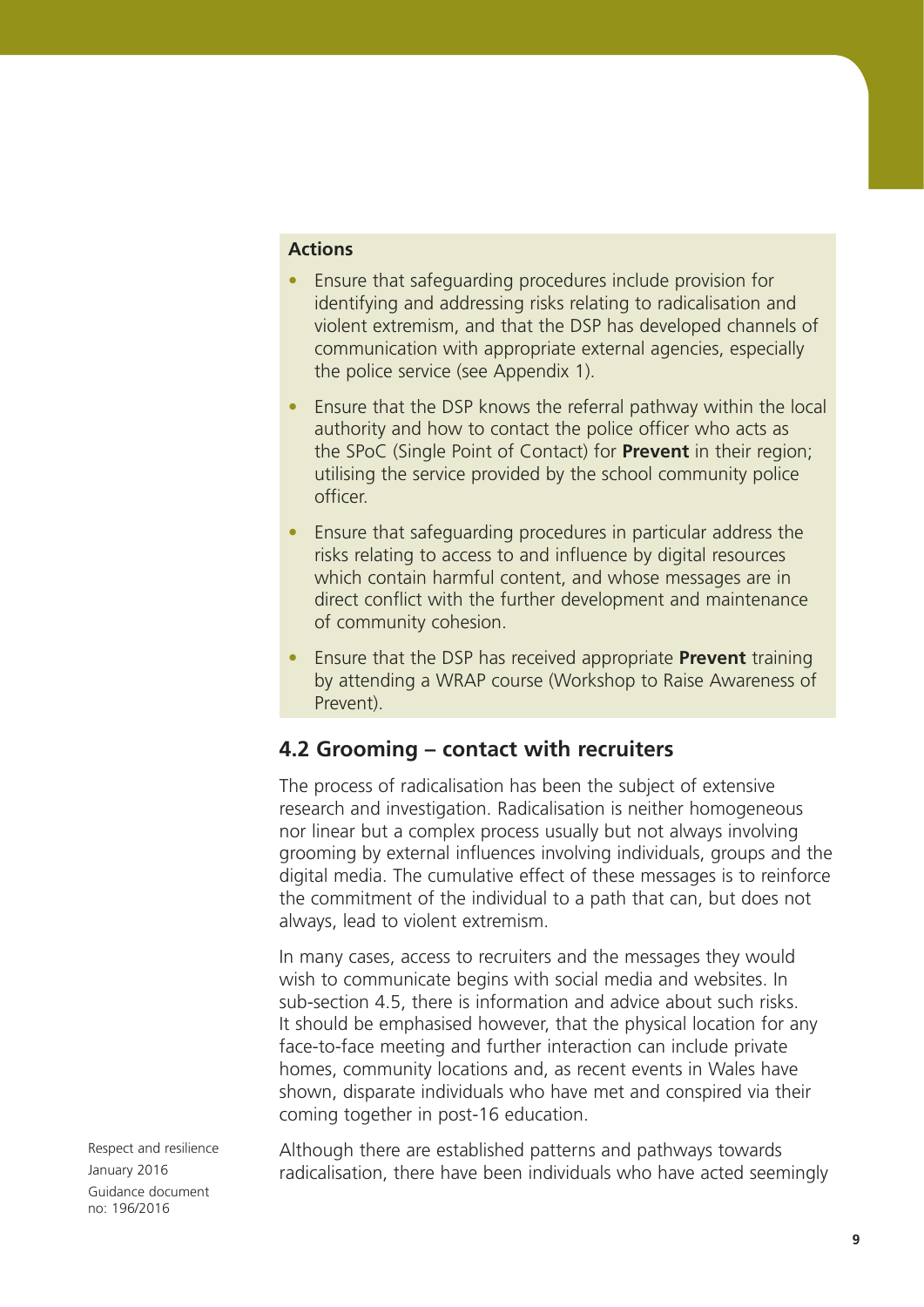**Actions**

- Ensure that safeguarding procedures include provision for identifying and addressing risks relating to radicalisation and violent extremism, and that the DSP has developed channels of communication with appropriate external agencies, especially the police service (see Appendix 1).
- Ensure that the DSP knows the referral pathway within the local authority and how to contact the police officer who acts as the SPoC (Single Point of Contact) for **Prevent** in their region; utilising the service provided by the school community police officer.
- Ensure that safeguarding procedures in particular address the risks relating to access to and influence by digital resources which contain harmful content, and whose messages are in direct conflict with the further development and maintenance of community cohesion.
- Ensure that the DSP has received appropriate **Prevent** training by attending a WRAP course (Workshop to Raise Awareness of Prevent).

## 4.2 Grooming – contact with recruiters

The process of radicalisation has been the subject of extensive research and investigation. Radicalisation is neither homogeneous nor linear but a complex process usually but not always involving grooming by external influences involving individuals, groups and the digital media. The cumulative effect of these messages is to reinforce the commitment of the individual to a path that can, but does not always, lead to violent extremism.

In many cases, access to recruiters and the messages they would wish to communicate begins with social media and websites. In sub-section 4.5, there is information and advice about such risks. It should be emphasised however, that the physical location for any face-to-face meeting and further interaction can include private homes, community locations and, as recent events in Wales have shown, disparate individuals who have met and conspired via their coming together in post-16 education.

Although there are established patterns and pathways towards radicalisation, there have been individuals who have acted seemingly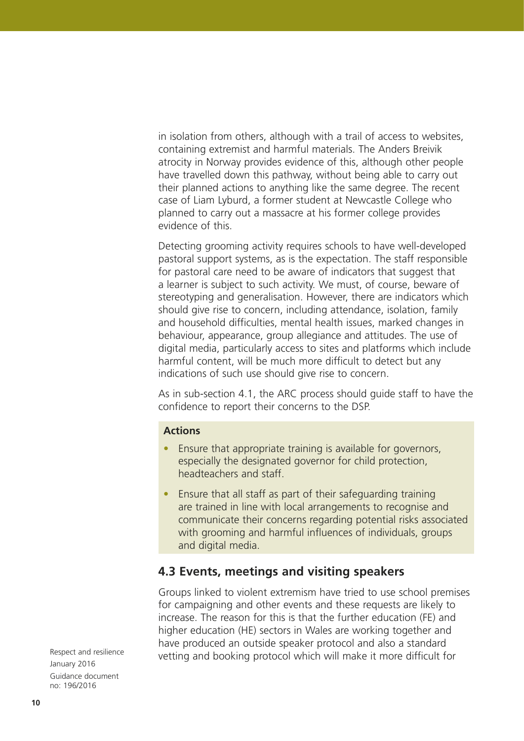in isolation from others, although with a trail of access to websites, containing extremist and harmful materials. The Anders Breivik atrocity in Norway provides evidence of this, although other people have travelled down this pathway, without being able to carry out their planned actions to anything like the same degree. The recent case of Liam Lyburd, a former student at Newcastle College who planned to carry out a massacre at his former college provides evidence of this.

Detecting grooming activity requires schools to have well-developed pastoral support systems, as is the expectation. The staff responsible for pastoral care need to be aware of indicators that suggest that a learner is subject to such activity. We must, of course, beware of stereotyping and generalisation. However, there are indicators which should give rise to concern, including attendance, isolation, family and household difficulties, mental health issues, marked changes in behaviour, appearance, group allegiance and attitudes. The use of digital media, particularly access to sites and platforms which include harmful content, will be much more difficult to detect but any indications of such use should give rise to concern.

As in sub-section 4.1, the ARC process should guide staff to have the confidence to report their concerns to the DSP.

**Actions**

- Ensure that appropriate training is available for governors, especially the designated governor for child protection, headteachers and staff.
- Ensure that all staff as part of their safeguarding training are trained in line with local arrangements to recognise and communicate their concerns regarding potential risks associated with grooming and harmful influences of individuals, groups and digital media.

## 4.3 Events, meetings and visiting speakers

Groups linked to violent extremism have tried to use school premises for campaigning and other events and these requests are likely to increase. The reason for this is that the further education (FE) and higher education (HE) sectors in Wales are working together and have produced an outside speaker protocol and also a standard vetting and booking protocol which will make it more difficult for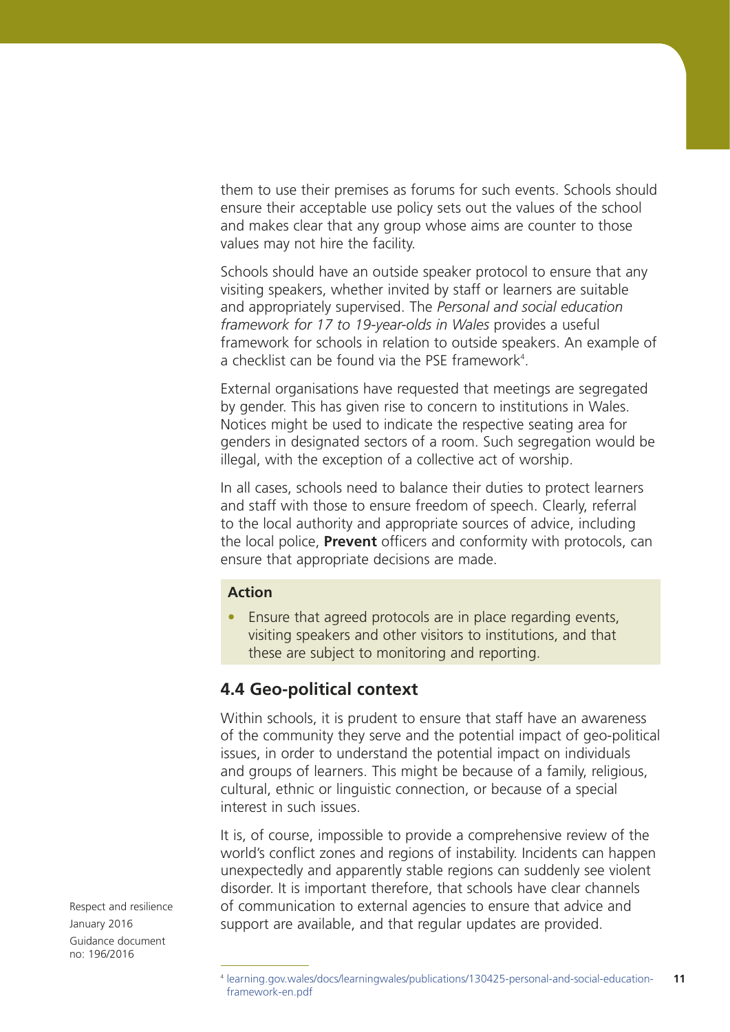them to use their premises as forums for such events. Schools should ensure their acceptable use policy sets out the values of the school and makes clear that any group whose aims are counter to those values may not hire the facility.

Schools should have an outside speaker protocol to ensure that any visiting speakers, whether invited by staff or learners are suitable and appropriately supervised. The *Personal and social education framework for 17 to 19-year-olds in Wales* provides a useful framework for schools in relation to outside speakers. An example of a checklist can be found via the PSE framework[4].

External organisations have requested that meetings are segregated by gender. This has given rise to concern to institutions in Wales. Notices might be used to indicate the respective seating area for genders in designated sectors of a room. Such segregation would be illegal, with the exception of a collective act of worship.

In all cases, schools need to balance their duties to protect learners and staff with those to ensure freedom of speech. Clearly, referral to the local authority and appropriate sources of advice, including the local police, **Prevent** officers and conformity with protocols, can ensure that appropriate decisions are made.

**Action**

- Ensure that agreed protocols are in place regarding events, visiting speakers and other visitors to institutions, and that these are subject to monitoring and reporting.

## 4.4 Geo-political context

Within schools, it is prudent to ensure that staff have an awareness of the community they serve and the potential impact of geo-political issues, in order to understand the potential impact on individuals and groups of learners. This might be because of a family, religious, cultural, ethnic or linguistic connection, or because of a special interest in such issues.

It is, of course, impossible to provide a comprehensive review of the world's conflict zones and regions of instability. Incidents can happen unexpectedly and apparently stable regions can suddenly see violent disorder. It is important therefore, that schools have clear channels of communication to external agencies to ensure that advice and support are available, and that regular updates are provided.

[4] learning.gov.wales/docs/learningwales/publications/130425-personal-and-social-education-framework-en.pdf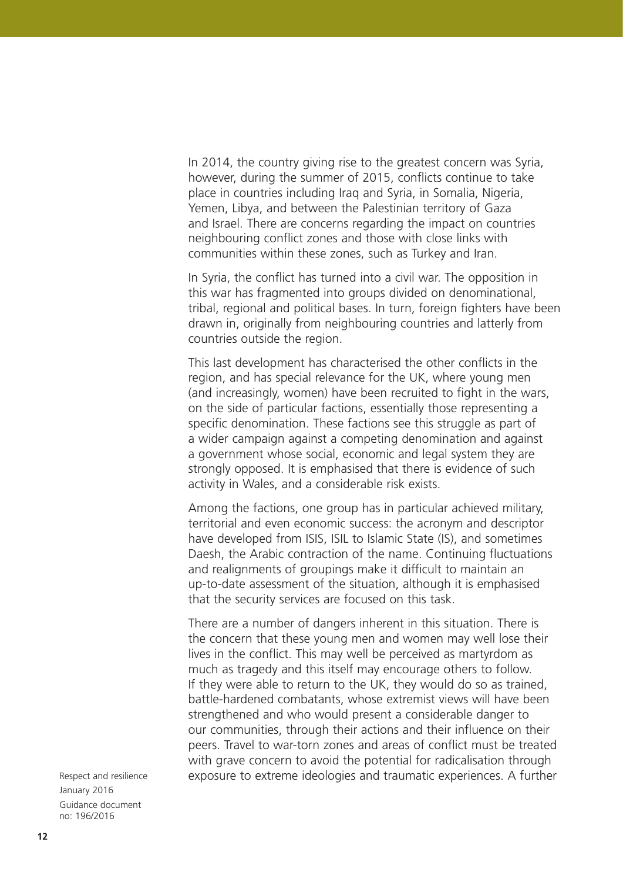In 2014, the country giving rise to the greatest concern was Syria, however, during the summer of 2015, conflicts continue to take place in countries including Iraq and Syria, in Somalia, Nigeria, Yemen, Libya, and between the Palestinian territory of Gaza and Israel. There are concerns regarding the impact on countries neighbouring conflict zones and those with close links with communities within these zones, such as Turkey and Iran.

In Syria, the conflict has turned into a civil war. The opposition in this war has fragmented into groups divided on denominational, tribal, regional and political bases. In turn, foreign fighters have been drawn in, originally from neighbouring countries and latterly from countries outside the region.

This last development has characterised the other conflicts in the region, and has special relevance for the UK, where young men (and increasingly, women) have been recruited to fight in the wars, on the side of particular factions, essentially those representing a specific denomination. These factions see this struggle as part of a wider campaign against a competing denomination and against a government whose social, economic and legal system they are strongly opposed. It is emphasised that there is evidence of such activity in Wales, and a considerable risk exists.

Among the factions, one group has in particular achieved military, territorial and even economic success: the acronym and descriptor have developed from ISIS, ISIL to Islamic State (IS), and sometimes Daesh, the Arabic contraction of the name. Continuing fluctuations and realignments of groupings make it difficult to maintain an up-to-date assessment of the situation, although it is emphasised that the security services are focused on this task.

There are a number of dangers inherent in this situation. There is the concern that these young men and women may well lose their lives in the conflict. This may well be perceived as martyrdom as much as tragedy and this itself may encourage others to follow. If they were able to return to the UK, they would do so as trained, battle-hardened combatants, whose extremist views will have been strengthened and who would present a considerable danger to our communities, through their actions and their influence on their peers. Travel to war-torn zones and areas of conflict must be treated with grave concern to avoid the potential for radicalisation through exposure to extreme ideologies and traumatic experiences. A further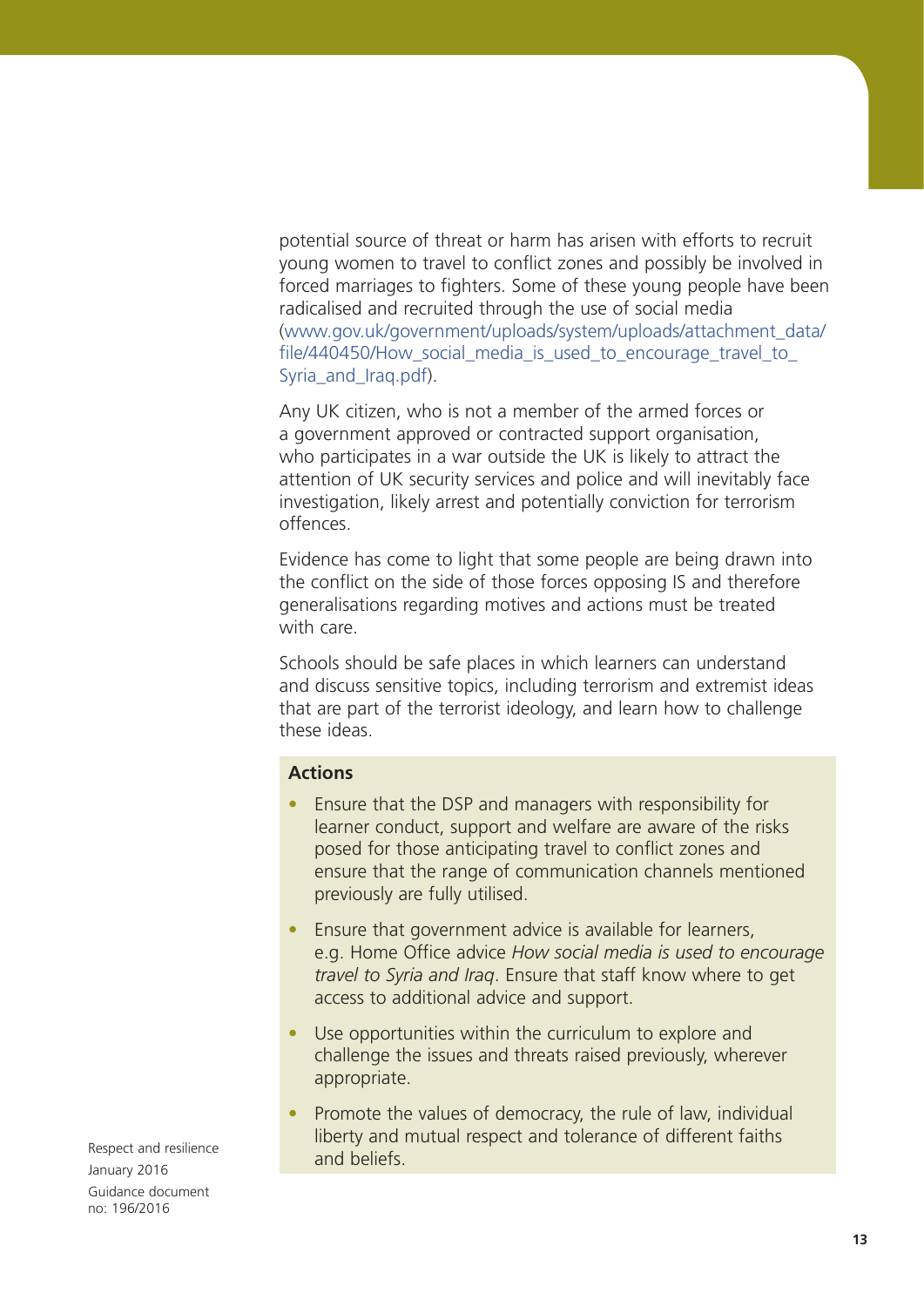potential source of threat or harm has arisen with efforts to recruit young women to travel to conflict zones and possibly be involved in forced marriages to fighters. Some of these young people have been radicalised and recruited through the use of social media (www.gov.uk/government/uploads/system/uploads/attachment_data/file/440450/How_social_media_is_used_to_encourage_travel_to_Syria_and_Iraq.pdf).

Any UK citizen, who is not a member of the armed forces or a government approved or contracted support organisation, who participates in a war outside the UK is likely to attract the attention of UK security services and police and will inevitably face investigation, likely arrest and potentially conviction for terrorism offences.

Evidence has come to light that some people are being drawn into the conflict on the side of those forces opposing IS and therefore generalisations regarding motives and actions must be treated with care.

Schools should be safe places in which learners can understand and discuss sensitive topics, including terrorism and extremist ideas that are part of the terrorist ideology, and learn how to challenge these ideas.

**Actions**

- Ensure that the DSP and managers with responsibility for learner conduct, support and welfare are aware of the risks posed for those anticipating travel to conflict zones and ensure that the range of communication channels mentioned previously are fully utilised.
- Ensure that government advice is available for learners, e.g. Home Office advice *How social media is used to encourage travel to Syria and Iraq*. Ensure that staff know where to get access to additional advice and support.
- Use opportunities within the curriculum to explore and challenge the issues and threats raised previously, wherever appropriate.
- Promote the values of democracy, the rule of law, individual liberty and mutual respect and tolerance of different faiths and beliefs.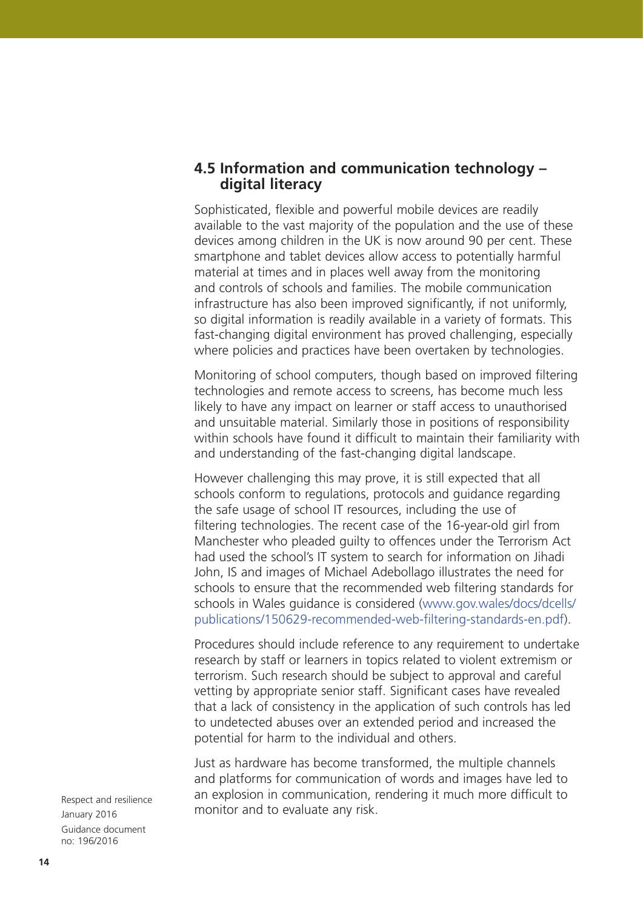## 4.5 Information and communication technology – digital literacy

Sophisticated, flexible and powerful mobile devices are readily available to the vast majority of the population and the use of these devices among children in the UK is now around 90 per cent. These smartphone and tablet devices allow access to potentially harmful material at times and in places well away from the monitoring and controls of schools and families. The mobile communication infrastructure has also been improved significantly, if not uniformly, so digital information is readily available in a variety of formats. This fast-changing digital environment has proved challenging, especially where policies and practices have been overtaken by technologies.

Monitoring of school computers, though based on improved filtering technologies and remote access to screens, has become much less likely to have any impact on learner or staff access to unauthorised and unsuitable material. Similarly those in positions of responsibility within schools have found it difficult to maintain their familiarity with and understanding of the fast-changing digital landscape.

However challenging this may prove, it is still expected that all schools conform to regulations, protocols and guidance regarding the safe usage of school IT resources, including the use of filtering technologies. The recent case of the 16-year-old girl from Manchester who pleaded guilty to offences under the Terrorism Act had used the school's IT system to search for information on Jihadi John, IS and images of Michael Adebollago illustrates the need for schools to ensure that the recommended web filtering standards for schools in Wales guidance is considered (www.gov.wales/docs/dcells/publications/150629-recommended-web-filtering-standards-en.pdf).

Procedures should include reference to any requirement to undertake research by staff or learners in topics related to violent extremism or terrorism. Such research should be subject to approval and careful vetting by appropriate senior staff. Significant cases have revealed that a lack of consistency in the application of such controls has led to undetected abuses over an extended period and increased the potential for harm to the individual and others.

Just as hardware has become transformed, the multiple channels and platforms for communication of words and images have led to an explosion in communication, rendering it much more difficult to monitor and to evaluate any risk.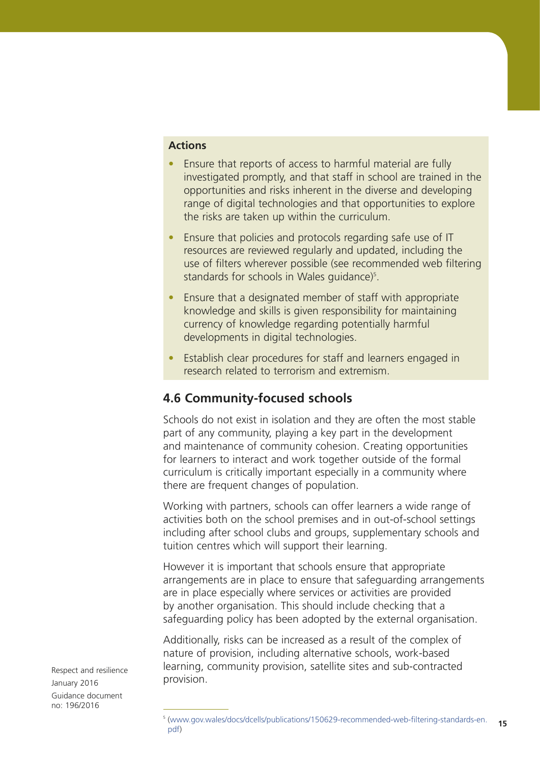**Actions**

- Ensure that reports of access to harmful material are fully investigated promptly, and that staff in school are trained in the opportunities and risks inherent in the diverse and developing range of digital technologies and that opportunities to explore the risks are taken up within the curriculum.
- Ensure that policies and protocols regarding safe use of IT resources are reviewed regularly and updated, including the use of filters wherever possible (see recommended web filtering standards for schools in Wales guidance)[5].
- Ensure that a designated member of staff with appropriate knowledge and skills is given responsibility for maintaining currency of knowledge regarding potentially harmful developments in digital technologies.
- Establish clear procedures for staff and learners engaged in research related to terrorism and extremism.

## 4.6 Community-focused schools

Schools do not exist in isolation and they are often the most stable part of any community, playing a key part in the development and maintenance of community cohesion. Creating opportunities for learners to interact and work together outside of the formal curriculum is critically important especially in a community where there are frequent changes of population.

Working with partners, schools can offer learners a wide range of activities both on the school premises and in out-of-school settings including after school clubs and groups, supplementary schools and tuition centres which will support their learning.

However it is important that schools ensure that appropriate arrangements are in place to ensure that safeguarding arrangements are in place especially where services or activities are provided by another organisation. This should include checking that a safeguarding policy has been adopted by the external organisation.

Additionally, risks can be increased as a result of the complex of nature of provision, including alternative schools, work-based learning, community provision, satellite sites and sub-contracted provision.

[5] (www.gov.wales/docs/dcells/publications/150629-recommended-web-filtering-standards-en.pdf)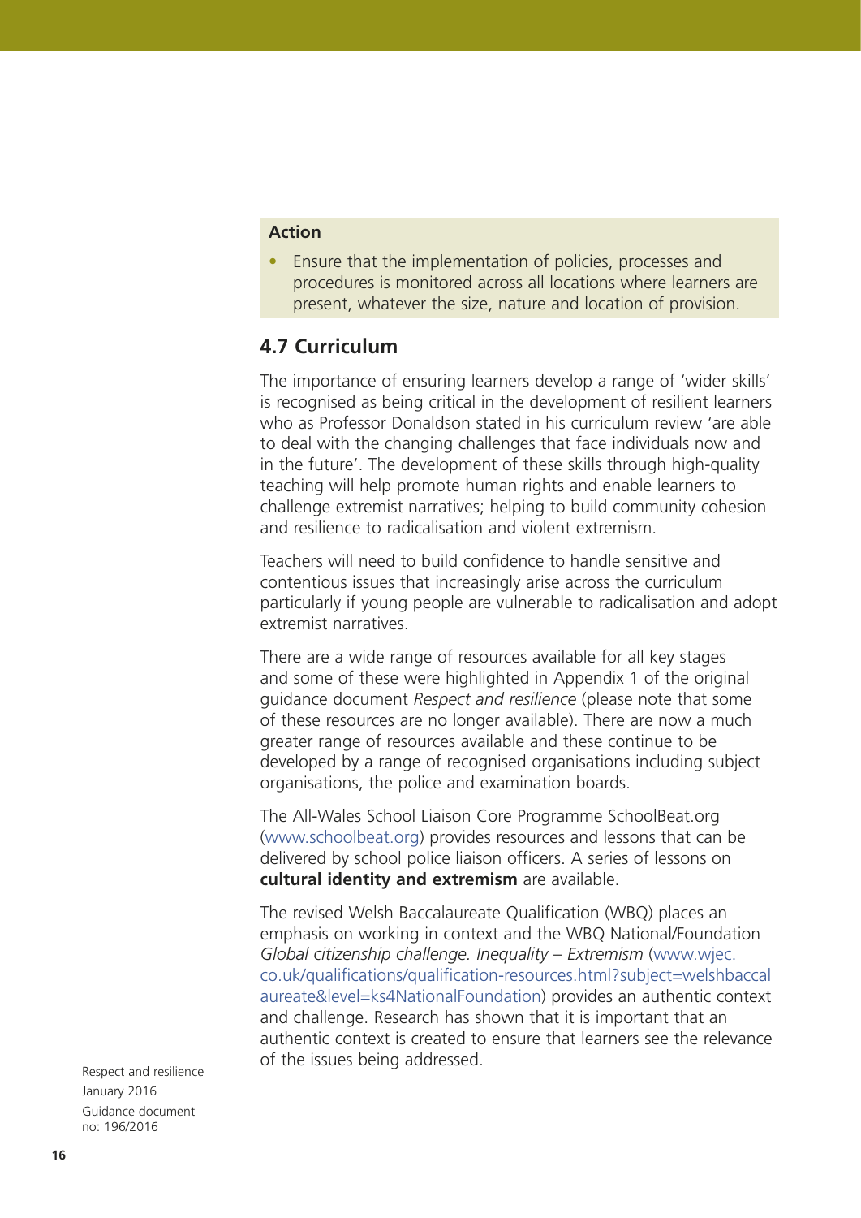**Action**

- Ensure that the implementation of policies, processes and procedures is monitored across all locations where learners are present, whatever the size, nature and location of provision.

## 4.7 Curriculum

The importance of ensuring learners develop a range of 'wider skills' is recognised as being critical in the development of resilient learners who as Professor Donaldson stated in his curriculum review 'are able to deal with the changing challenges that face individuals now and in the future'. The development of these skills through high-quality teaching will help promote human rights and enable learners to challenge extremist narratives; helping to build community cohesion and resilience to radicalisation and violent extremism.

Teachers will need to build confidence to handle sensitive and contentious issues that increasingly arise across the curriculum particularly if young people are vulnerable to radicalisation and adopt extremist narratives.

There are a wide range of resources available for all key stages and some of these were highlighted in Appendix 1 of the original guidance document *Respect and resilience* (please note that some of these resources are no longer available). There are now a much greater range of resources available and these continue to be developed by a range of recognised organisations including subject organisations, the police and examination boards.

The All-Wales School Liaison Core Programme SchoolBeat.org (www.schoolbeat.org) provides resources and lessons that can be delivered by school police liaison officers. A series of lessons on **cultural identity and extremism** are available.

The revised Welsh Baccalaureate Qualification (WBQ) places an emphasis on working in context and the WBQ National/Foundation *Global citizenship challenge. Inequality – Extremism* (www.wjec.co.uk/qualifications/qualification-resources.html?subject=welshbaccalaureate&level=ks4NationalFoundation) provides an authentic context and challenge. Research has shown that it is important that an authentic context is created to ensure that learners see the relevance of the issues being addressed.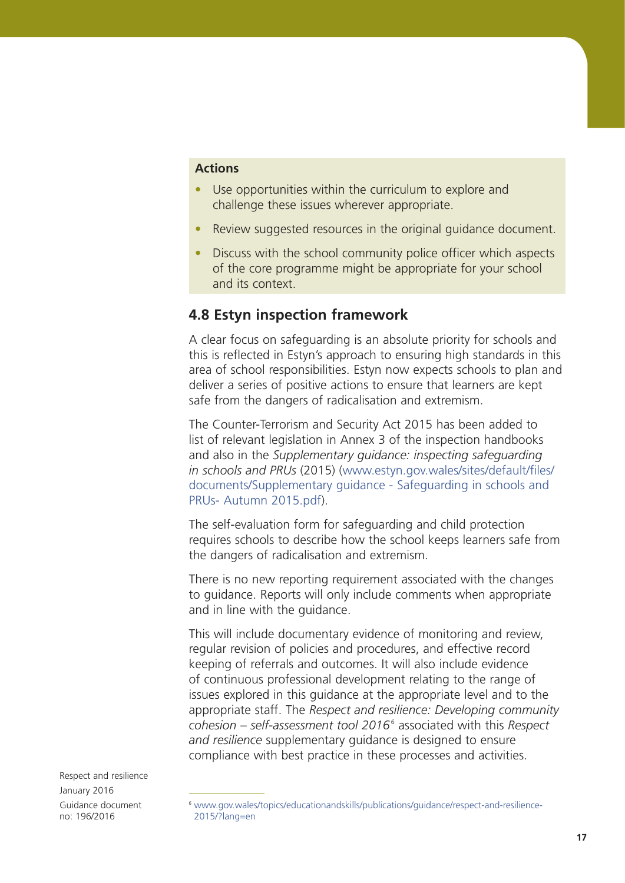**Actions**

- Use opportunities within the curriculum to explore and challenge these issues wherever appropriate.
- Review suggested resources in the original guidance document.
- Discuss with the school community police officer which aspects of the core programme might be appropriate for your school and its context.

## 4.8 Estyn inspection framework

A clear focus on safeguarding is an absolute priority for schools and this is reflected in Estyn's approach to ensuring high standards in this area of school responsibilities. Estyn now expects schools to plan and deliver a series of positive actions to ensure that learners are kept safe from the dangers of radicalisation and extremism.

The Counter-Terrorism and Security Act 2015 has been added to list of relevant legislation in Annex 3 of the inspection handbooks and also in the *Supplementary guidance: inspecting safeguarding in schools and PRUs* (2015) (www.estyn.gov.wales/sites/default/files/documents/Supplementary guidance - Safeguarding in schools and PRUs- Autumn 2015.pdf).

The self-evaluation form for safeguarding and child protection requires schools to describe how the school keeps learners safe from the dangers of radicalisation and extremism.

There is no new reporting requirement associated with the changes to guidance. Reports will only include comments when appropriate and in line with the guidance.

This will include documentary evidence of monitoring and review, regular revision of policies and procedures, and effective record keeping of referrals and outcomes. It will also include evidence of continuous professional development relating to the range of issues explored in this guidance at the appropriate level and to the appropriate staff. The *Respect and resilience: Developing community cohesion – self-assessment tool 2016*[6] associated with this *Respect and resilience* supplementary guidance is designed to ensure compliance with best practice in these processes and activities.

[6] www.gov.wales/topics/educationandskills/publications/guidance/respect-and-resilience-2015/?lang=en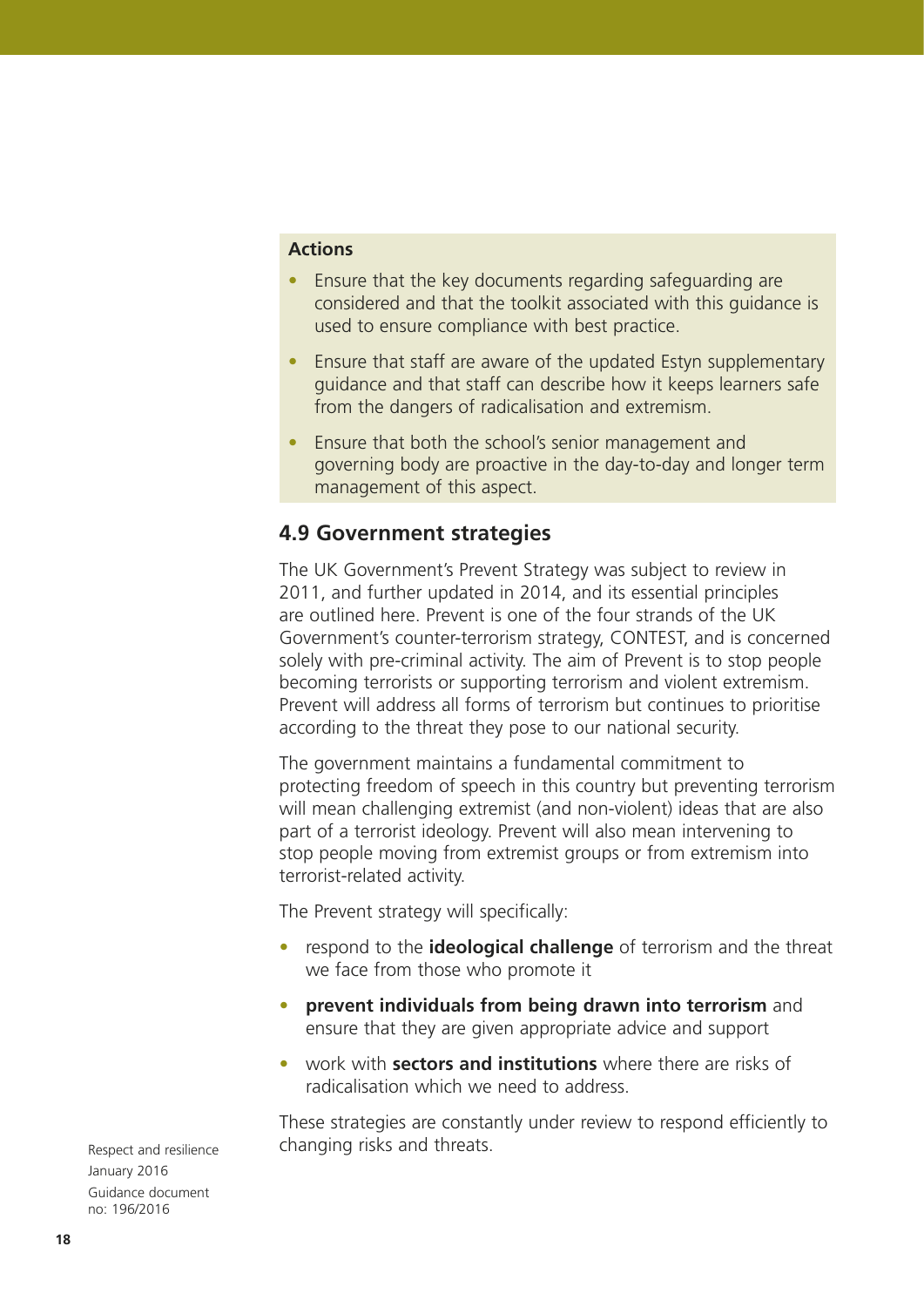**Actions**

- Ensure that the key documents regarding safeguarding are considered and that the toolkit associated with this guidance is used to ensure compliance with best practice.
- Ensure that staff are aware of the updated Estyn supplementary guidance and that staff can describe how it keeps learners safe from the dangers of radicalisation and extremism.
- Ensure that both the school's senior management and governing body are proactive in the day-to-day and longer term management of this aspect.

### 4.9 Government strategies

The UK Government's Prevent Strategy was subject to review in 2011, and further updated in 2014, and its essential principles are outlined here. Prevent is one of the four strands of the UK Government's counter-terrorism strategy, CONTEST, and is concerned solely with pre-criminal activity. The aim of Prevent is to stop people becoming terrorists or supporting terrorism and violent extremism. Prevent will address all forms of terrorism but continues to prioritise according to the threat they pose to our national security.

The government maintains a fundamental commitment to protecting freedom of speech in this country but preventing terrorism will mean challenging extremist (and non-violent) ideas that are also part of a terrorist ideology. Prevent will also mean intervening to stop people moving from extremist groups or from extremism into terrorist-related activity.

The Prevent strategy will specifically:

- respond to the **ideological challenge** of terrorism and the threat we face from those who promote it
- **prevent individuals from being drawn into terrorism** and ensure that they are given appropriate advice and support
- work with **sectors and institutions** where there are risks of radicalisation which we need to address.

These strategies are constantly under review to respond efficiently to changing risks and threats.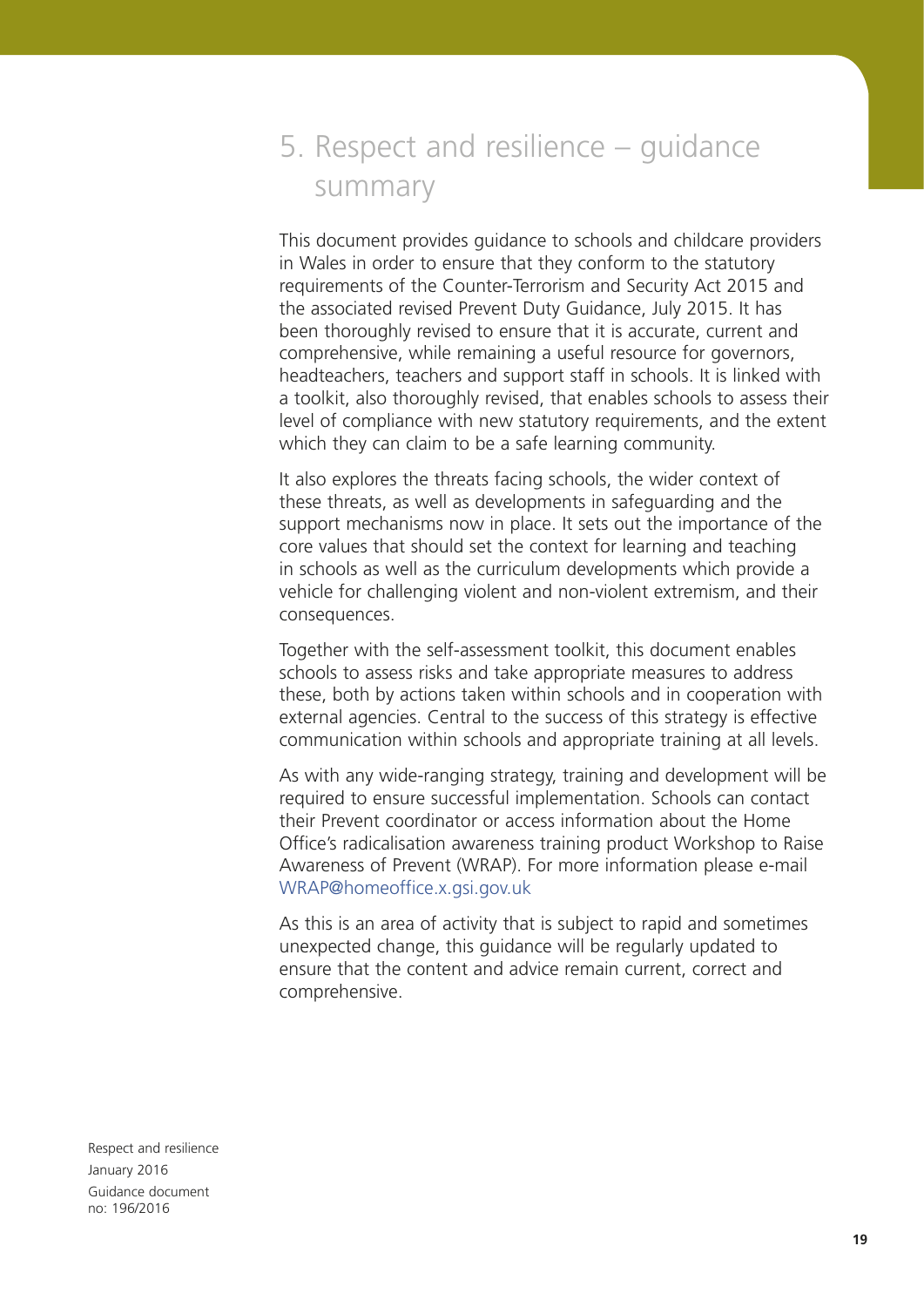# 5. Respect and resilience – guidance summary

This document provides guidance to schools and childcare providers in Wales in order to ensure that they conform to the statutory requirements of the Counter-Terrorism and Security Act 2015 and the associated revised Prevent Duty Guidance, July 2015. It has been thoroughly revised to ensure that it is accurate, current and comprehensive, while remaining a useful resource for governors, headteachers, teachers and support staff in schools. It is linked with a toolkit, also thoroughly revised, that enables schools to assess their level of compliance with new statutory requirements, and the extent which they can claim to be a safe learning community.

It also explores the threats facing schools, the wider context of these threats, as well as developments in safeguarding and the support mechanisms now in place. It sets out the importance of the core values that should set the context for learning and teaching in schools as well as the curriculum developments which provide a vehicle for challenging violent and non-violent extremism, and their consequences.

Together with the self-assessment toolkit, this document enables schools to assess risks and take appropriate measures to address these, both by actions taken within schools and in cooperation with external agencies. Central to the success of this strategy is effective communication within schools and appropriate training at all levels.

As with any wide-ranging strategy, training and development will be required to ensure successful implementation. Schools can contact their Prevent coordinator or access information about the Home Office's radicalisation awareness training product Workshop to Raise Awareness of Prevent (WRAP). For more information please e-mail WRAP@homeoffice.x.gsi.gov.uk

As this is an area of activity that is subject to rapid and sometimes unexpected change, this guidance will be regularly updated to ensure that the content and advice remain current, correct and comprehensive.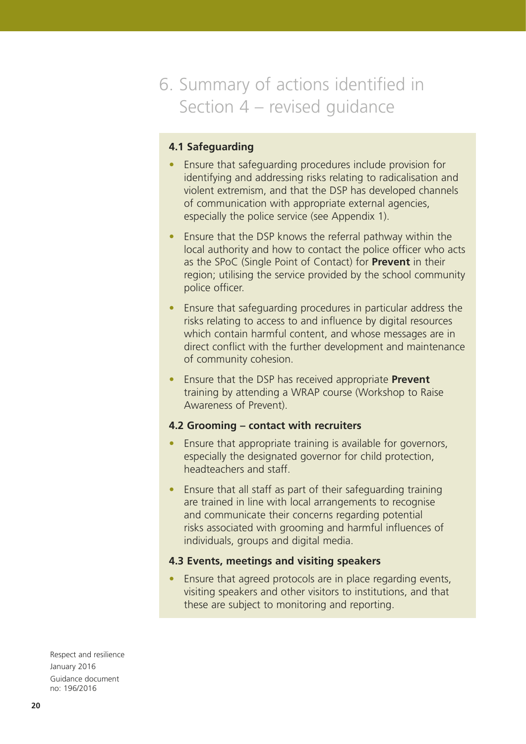# 6. Summary of actions identified in Section 4 – revised guidance

### 4.1 Safeguarding

- Ensure that safeguarding procedures include provision for identifying and addressing risks relating to radicalisation and violent extremism, and that the DSP has developed channels of communication with appropriate external agencies, especially the police service (see Appendix 1).
- Ensure that the DSP knows the referral pathway within the local authority and how to contact the police officer who acts as the SPoC (Single Point of Contact) for **Prevent** in their region; utilising the service provided by the school community police officer.
- Ensure that safeguarding procedures in particular address the risks relating to access to and influence by digital resources which contain harmful content, and whose messages are in direct conflict with the further development and maintenance of community cohesion.
- Ensure that the DSP has received appropriate **Prevent** training by attending a WRAP course (Workshop to Raise Awareness of Prevent).

### 4.2 Grooming – contact with recruiters

- Ensure that appropriate training is available for governors, especially the designated governor for child protection, headteachers and staff.
- Ensure that all staff as part of their safeguarding training are trained in line with local arrangements to recognise and communicate their concerns regarding potential risks associated with grooming and harmful influences of individuals, groups and digital media.

### 4.3 Events, meetings and visiting speakers

- Ensure that agreed protocols are in place regarding events, visiting speakers and other visitors to institutions, and that these are subject to monitoring and reporting.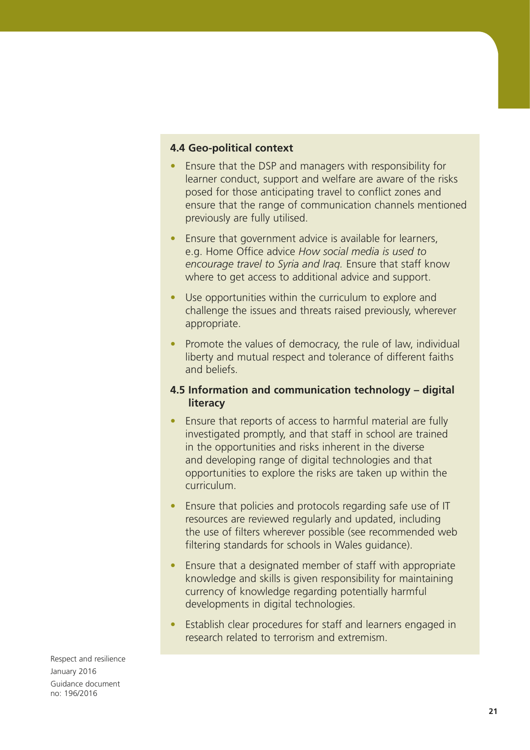### 4.4 Geo-political context

- Ensure that the DSP and managers with responsibility for learner conduct, support and welfare are aware of the risks posed for those anticipating travel to conflict zones and ensure that the range of communication channels mentioned previously are fully utilised.
- Ensure that government advice is available for learners, e.g. Home Office advice *How social media is used to encourage travel to Syria and Iraq.* Ensure that staff know where to get access to additional advice and support.
- Use opportunities within the curriculum to explore and challenge the issues and threats raised previously, wherever appropriate.
- Promote the values of democracy, the rule of law, individual liberty and mutual respect and tolerance of different faiths and beliefs.

### 4.5 Information and communication technology – digital literacy

- Ensure that reports of access to harmful material are fully investigated promptly, and that staff in school are trained in the opportunities and risks inherent in the diverse and developing range of digital technologies and that opportunities to explore the risks are taken up within the curriculum.
- Ensure that policies and protocols regarding safe use of IT resources are reviewed regularly and updated, including the use of filters wherever possible (see recommended web filtering standards for schools in Wales guidance).
- Ensure that a designated member of staff with appropriate knowledge and skills is given responsibility for maintaining currency of knowledge regarding potentially harmful developments in digital technologies.
- Establish clear procedures for staff and learners engaged in research related to terrorism and extremism.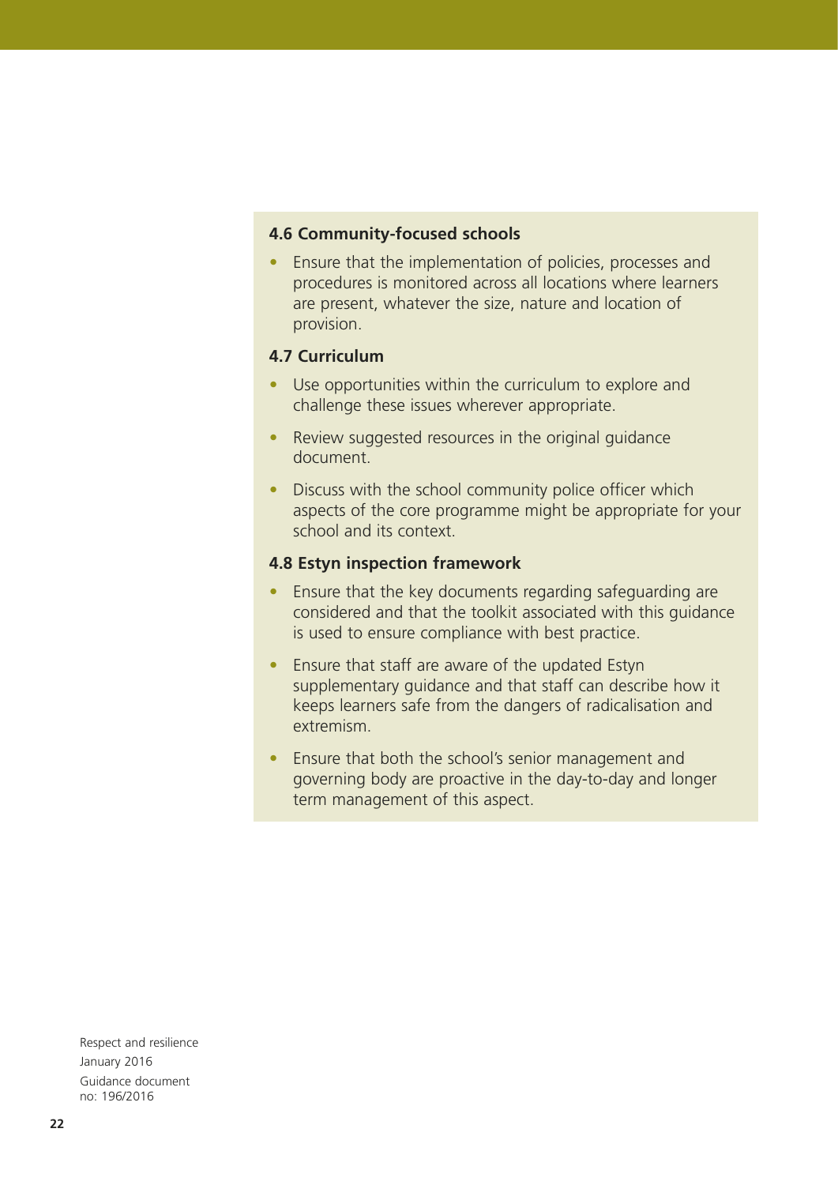### 4.6 Community-focused schools

- Ensure that the implementation of policies, processes and procedures is monitored across all locations where learners are present, whatever the size, nature and location of provision.

### 4.7 Curriculum

- Use opportunities within the curriculum to explore and challenge these issues wherever appropriate.
- Review suggested resources in the original guidance document.
- Discuss with the school community police officer which aspects of the core programme might be appropriate for your school and its context.

### 4.8 Estyn inspection framework

- Ensure that the key documents regarding safeguarding are considered and that the toolkit associated with this guidance is used to ensure compliance with best practice.
- Ensure that staff are aware of the updated Estyn supplementary guidance and that staff can describe how it keeps learners safe from the dangers of radicalisation and extremism.
- Ensure that both the school's senior management and governing body are proactive in the day-to-day and longer term management of this aspect.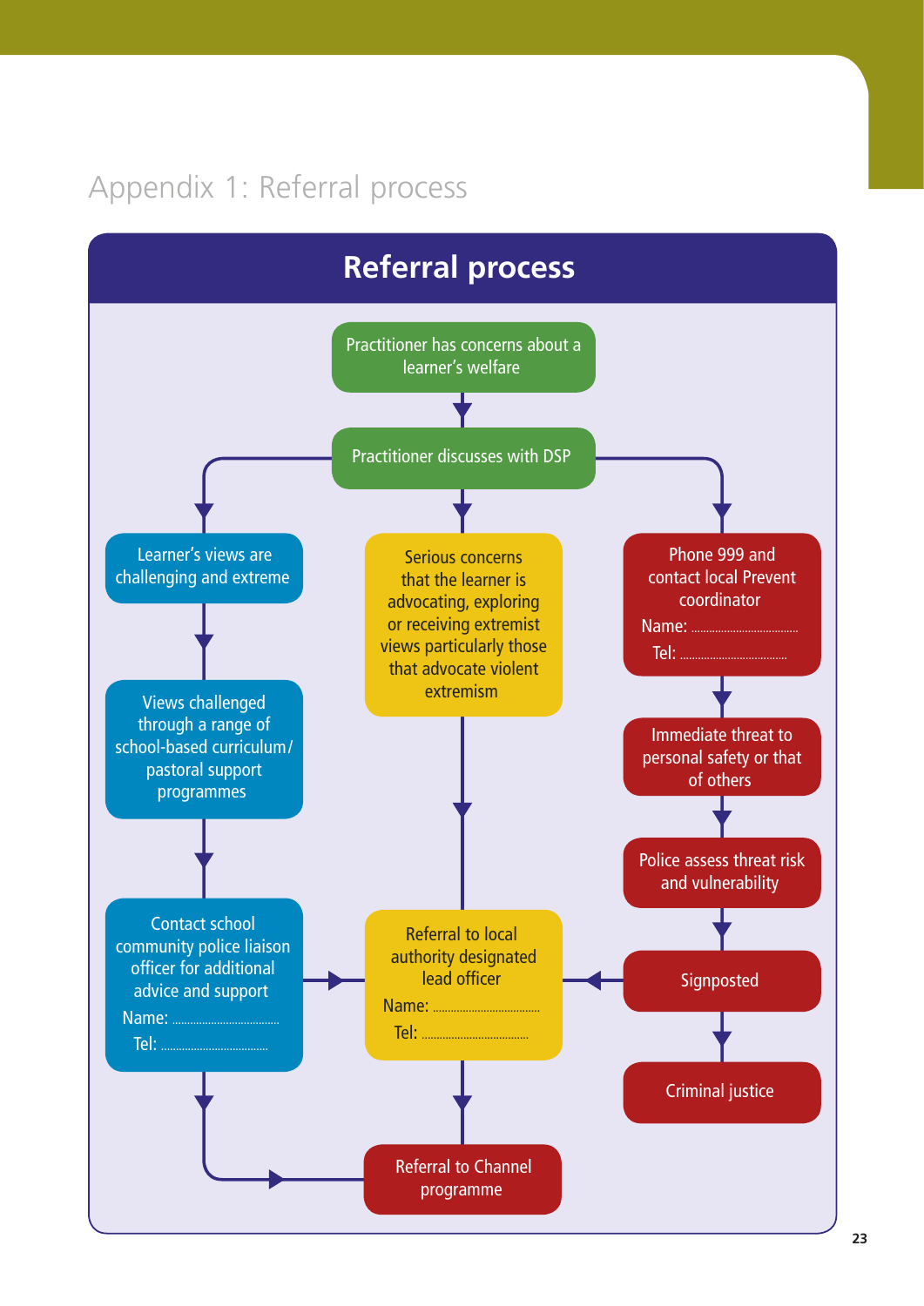# Appendix 1: Referral process

## Referral process

Practitioner has concerns about a learner's welfare

Practitioner discusses with DSP

Learner's views are challenging and extreme

Views challenged through a range of school-based curriculum/ pastoral support programmes

Contact school community police liaison officer for additional advice and support
Name: ...................................
Tel: ...................................

Serious concerns that the learner is advocating, exploring or receiving extremist views particularly those that advocate violent extremism

Referral to local authority designated lead officer
Name: ...................................
Tel: ...................................

Referral to Channel programme

Phone 999 and contact local Prevent coordinator
Name: ...................................
Tel: ...................................

Immediate threat to personal safety or that of others

Police assess threat risk and vulnerability

Signposted

Criminal justice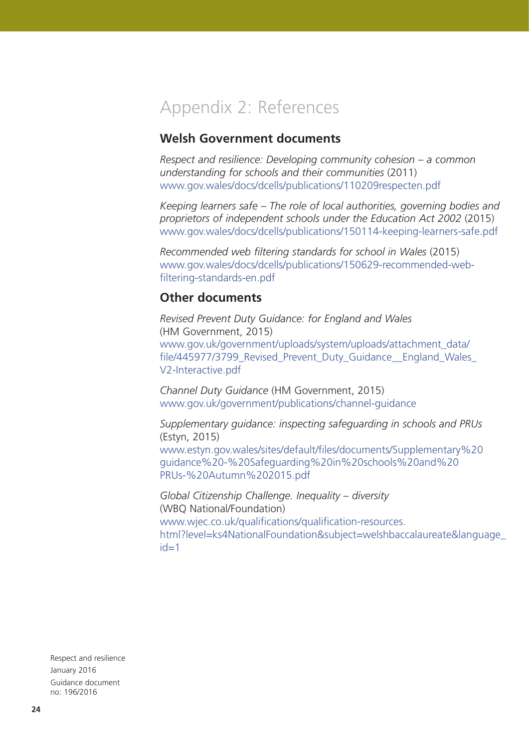# Appendix 2: References

## Welsh Government documents

*Respect and resilience: Developing community cohesion – a common understanding for schools and their communities* (2011)
www.gov.wales/docs/dcells/publications/110209respecten.pdf

*Keeping learners safe – The role of local authorities, governing bodies and proprietors of independent schools under the Education Act 2002* (2015)
www.gov.wales/docs/dcells/publications/150114-keeping-learners-safe.pdf

*Recommended web filtering standards for school in Wales* (2015)
www.gov.wales/docs/dcells/publications/150629-recommended-web-filtering-standards-en.pdf

## Other documents

*Revised Prevent Duty Guidance: for England and Wales*
(HM Government, 2015)
www.gov.uk/government/uploads/system/uploads/attachment_data/file/445977/3799_Revised_Prevent_Duty_Guidance__England_Wales_V2-Interactive.pdf

*Channel Duty Guidance* (HM Government, 2015)
www.gov.uk/government/publications/channel-guidance

*Supplementary guidance: inspecting safeguarding in schools and PRUs*
(Estyn, 2015)
www.estyn.gov.wales/sites/default/files/documents/Supplementary%20guidance%20-%20Safeguarding%20in%20schools%20and%20PRUs-%20Autumn%202015.pdf

*Global Citizenship Challenge. Inequality – diversity*
(WBQ National/Foundation)
www.wjec.co.uk/qualifications/qualification-resources.html?level=ks4NationalFoundation&subject=welshbaccalaureate&language_id=1

Respect and resilience
January 2016
Guidance document no: 196/2016